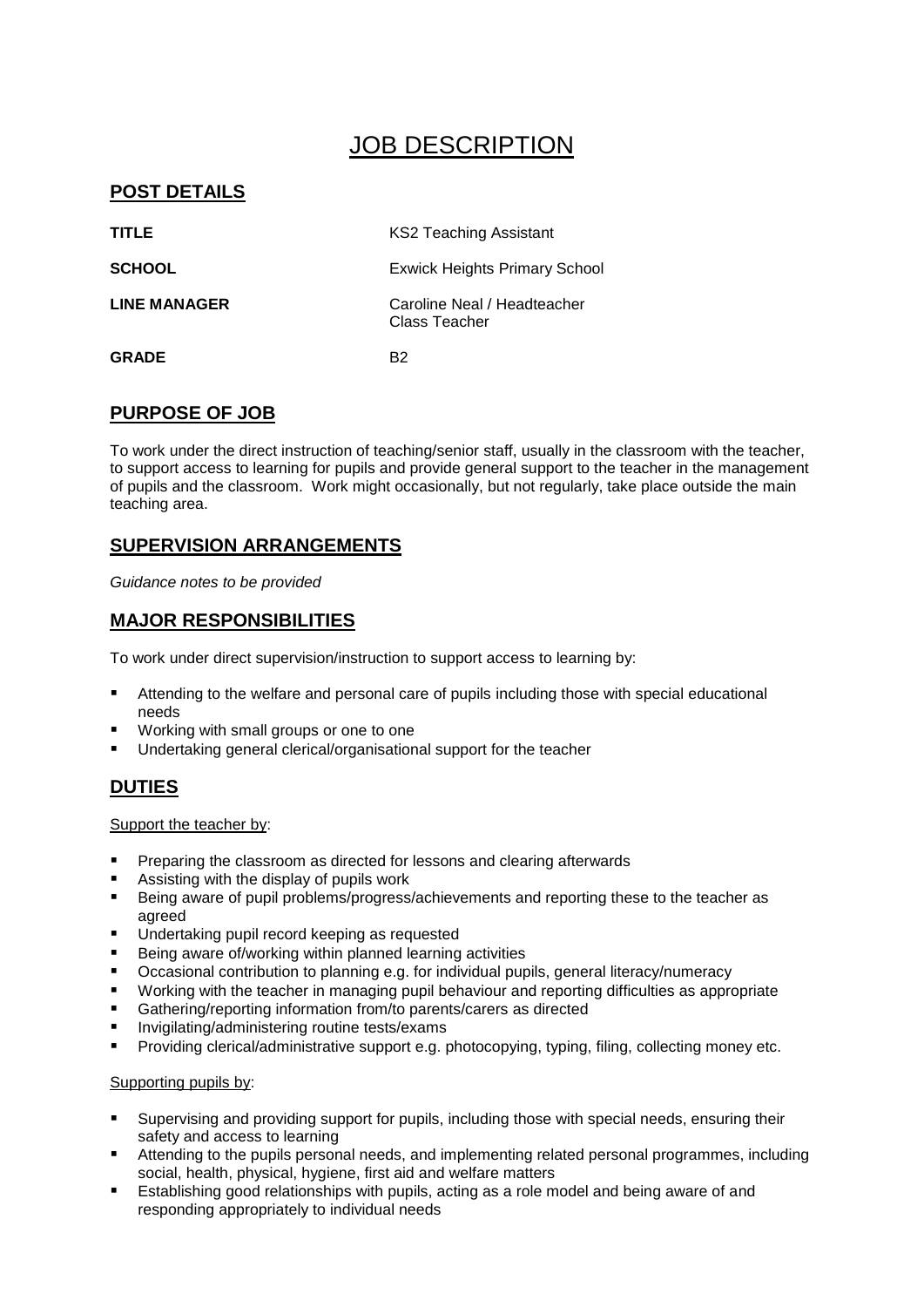# JOB DESCRIPTION

## POST DETAILS

| | |
|---|---|
| **TITLE** | KS2 Teaching Assistant |
| **SCHOOL** | Exwick Heights Primary School |
| **LINE MANAGER** | Caroline Neal / Headteacher<br>Class Teacher |
| **GRADE** | B2 |

## PURPOSE OF JOB

To work under the direct instruction of teaching/senior staff, usually in the classroom with the teacher, to support access to learning for pupils and provide general support to the teacher in the management of pupils and the classroom. Work might occasionally, but not regularly, take place outside the main teaching area.

## SUPERVISION ARRANGEMENTS

*Guidance notes to be provided*

## MAJOR RESPONSIBILITIES

To work under direct supervision/instruction to support access to learning by:

- Attending to the welfare and personal care of pupils including those with special educational needs
- Working with small groups or one to one
- Undertaking general clerical/organisational support for the teacher

## DUTIES

Support the teacher by:

- Preparing the classroom as directed for lessons and clearing afterwards
- Assisting with the display of pupils work
- Being aware of pupil problems/progress/achievements and reporting these to the teacher as agreed
- Undertaking pupil record keeping as requested
- Being aware of/working within planned learning activities
- Occasional contribution to planning e.g. for individual pupils, general literacy/numeracy
- Working with the teacher in managing pupil behaviour and reporting difficulties as appropriate
- Gathering/reporting information from/to parents/carers as directed
- Invigilating/administering routine tests/exams
- Providing clerical/administrative support e.g. photocopying, typing, filing, collecting money etc.

Supporting pupils by:

- Supervising and providing support for pupils, including those with special needs, ensuring their safety and access to learning
- Attending to the pupils personal needs, and implementing related personal programmes, including social, health, physical, hygiene, first aid and welfare matters
- Establishing good relationships with pupils, acting as a role model and being aware of and responding appropriately to individual needs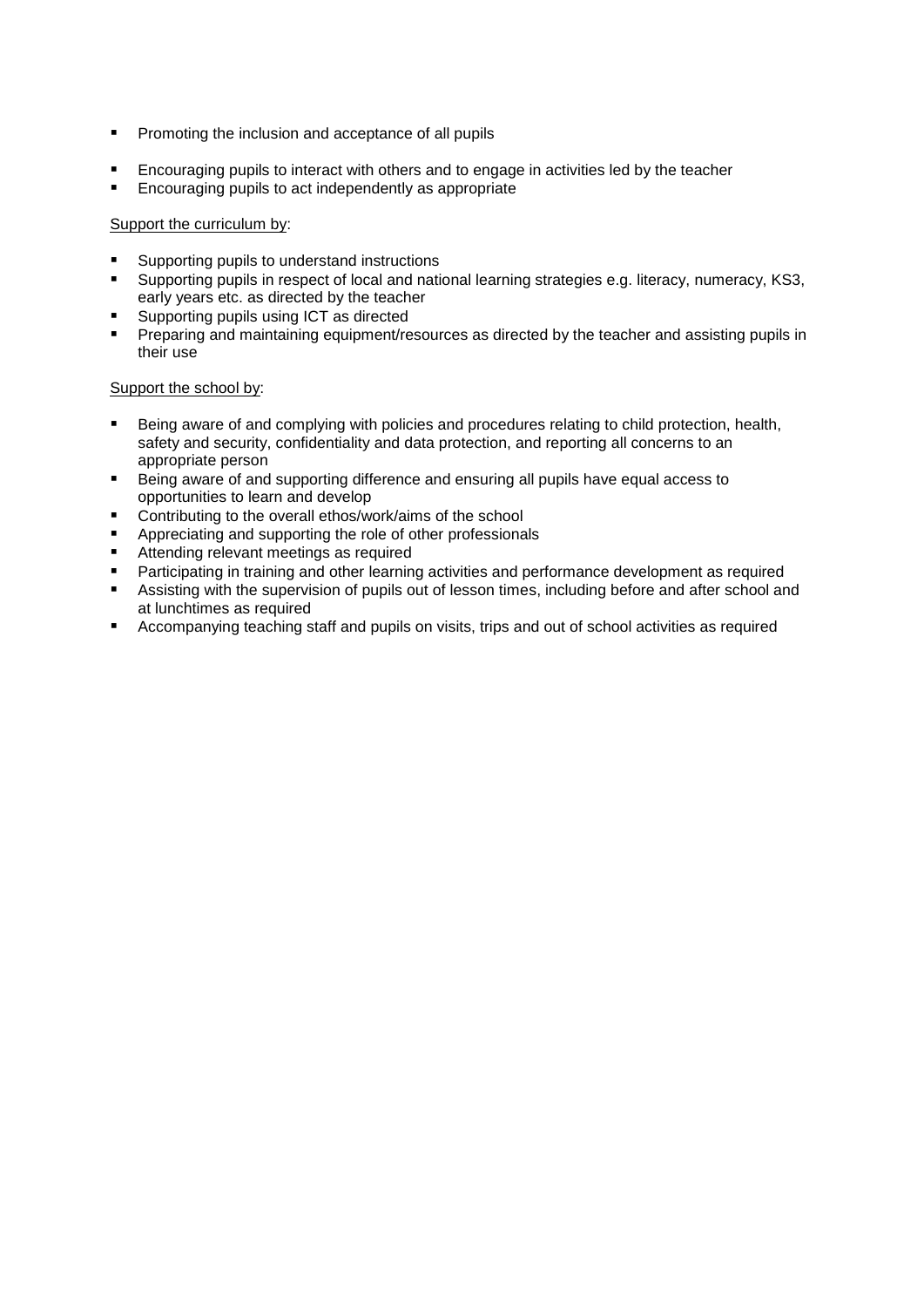- Promoting the inclusion and acceptance of all pupils

- Encouraging pupils to interact with others and to engage in activities led by the teacher
- Encouraging pupils to act independently as appropriate

<u>Support the curriculum by</u>:

- Supporting pupils to understand instructions
- Supporting pupils in respect of local and national learning strategies e.g. literacy, numeracy, KS3, early years etc. as directed by the teacher
- Supporting pupils using ICT as directed
- Preparing and maintaining equipment/resources as directed by the teacher and assisting pupils in their use

<u>Support the school by</u>:

- Being aware of and complying with policies and procedures relating to child protection, health, safety and security, confidentiality and data protection, and reporting all concerns to an appropriate person
- Being aware of and supporting difference and ensuring all pupils have equal access to opportunities to learn and develop
- Contributing to the overall ethos/work/aims of the school
- Appreciating and supporting the role of other professionals
- Attending relevant meetings as required
- Participating in training and other learning activities and performance development as required
- Assisting with the supervision of pupils out of lesson times, including before and after school and at lunchtimes as required
- Accompanying teaching staff and pupils on visits, trips and out of school activities as required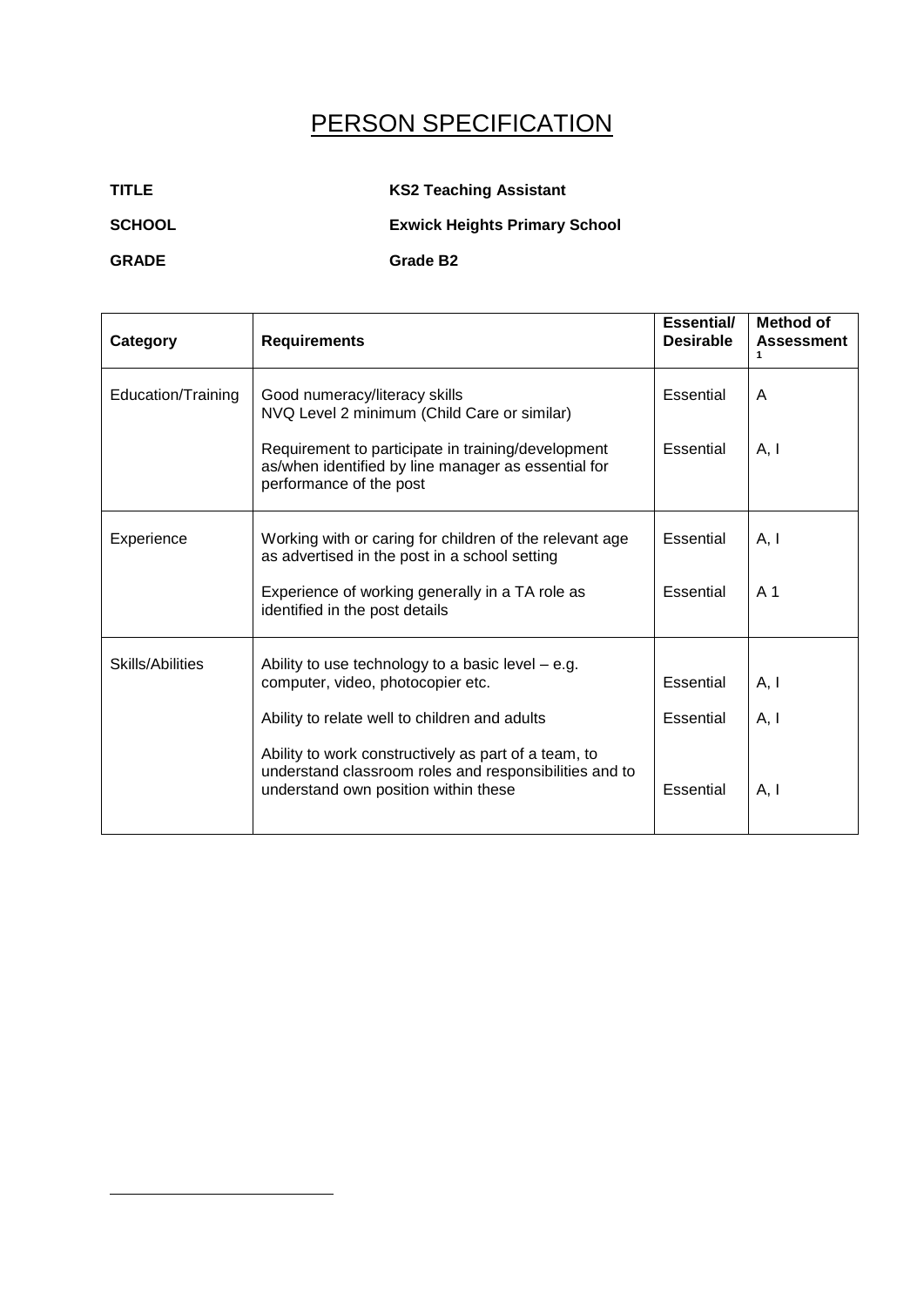# PERSON SPECIFICATION

**TITLE** **KS2 Teaching Assistant**

**SCHOOL** **Exwick Heights Primary School**

**GRADE** **Grade B2**

| Category | Requirements | Essential/ Desirable | Method of Assessment [1] |
|---|---|---|---|
| Education/Training | Good numeracy/literacy skills<br>NVQ Level 2 minimum (Child Care or similar) | Essential | A |
| | Requirement to participate in training/development as/when identified by line manager as essential for performance of the post | Essential | A, I |
| Experience | Working with or caring for children of the relevant age as advertised in the post in a school setting | Essential | A, I |
| | Experience of working generally in a TA role as identified in the post details | Essential | A 1 |
| Skills/Abilities | Ability to use technology to a basic level – e.g. computer, video, photocopier etc. | Essential | A, I |
| | Ability to relate well to children and adults | Essential | A, I |
| | Ability to work constructively as part of a team, to understand classroom roles and responsibilities and to understand own position within these | Essential | A, I |